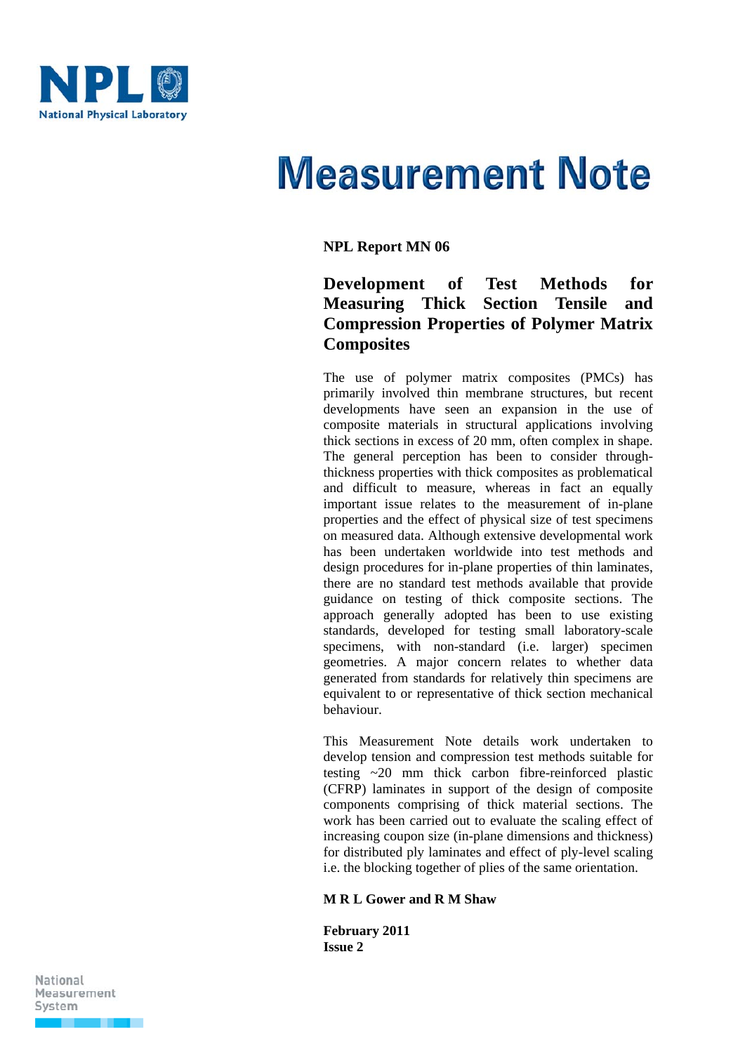NPL National Physical Laboratory

# Measurement Note

**NPL Report MN 06**

## Development of Test Methods for Measuring Thick Section Tensile and Compression Properties of Polymer Matrix Composites

The use of polymer matrix composites (PMCs) has primarily involved thin membrane structures, but recent developments have seen an expansion in the use of composite materials in structural applications involving thick sections in excess of 20 mm, often complex in shape. The general perception has been to consider through-thickness properties with thick composites as problematical and difficult to measure, whereas in fact an equally important issue relates to the measurement of in-plane properties and the effect of physical size of test specimens on measured data. Although extensive developmental work has been undertaken worldwide into test methods and design procedures for in-plane properties of thin laminates, there are no standard test methods available that provide guidance on testing of thick composite sections. The approach generally adopted has been to use existing standards, developed for testing small laboratory-scale specimens, with non-standard (i.e. larger) specimen geometries. A major concern relates to whether data generated from standards for relatively thin specimens are equivalent to or representative of thick section mechanical behaviour.

This Measurement Note details work undertaken to develop tension and compression test methods suitable for testing ~20 mm thick carbon fibre-reinforced plastic (CFRP) laminates in support of the design of composite components comprising of thick material sections. The work has been carried out to evaluate the scaling effect of increasing coupon size (in-plane dimensions and thickness) for distributed ply laminates and effect of ply-level scaling i.e. the blocking together of plies of the same orientation.

**M R L Gower and R M Shaw**

**February 2011**
**Issue 2**

National Measurement System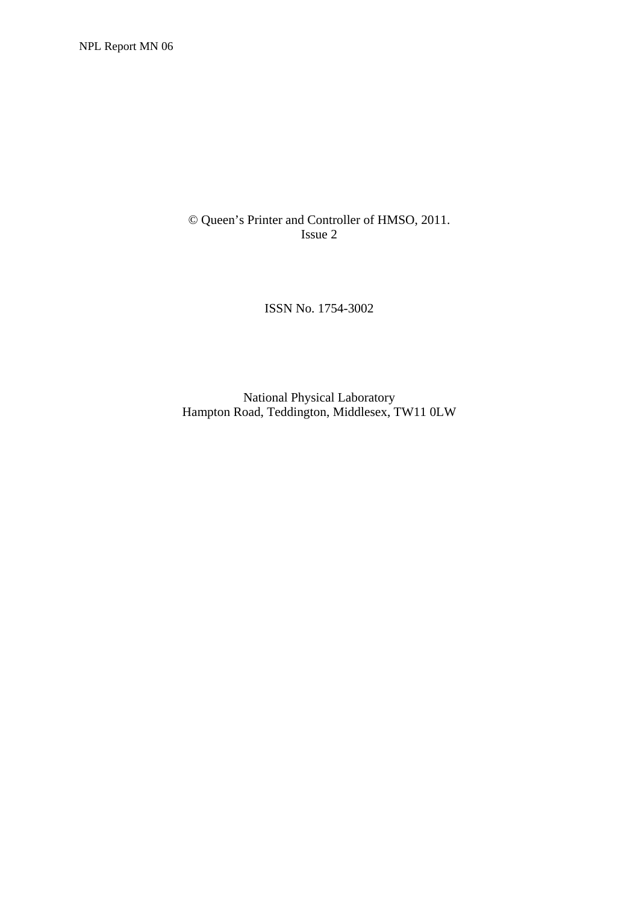© Queen’s Printer and Controller of HMSO, 2011.
Issue 2

ISSN No. 1754-3002

National Physical Laboratory
Hampton Road, Teddington, Middlesex, TW11 0LW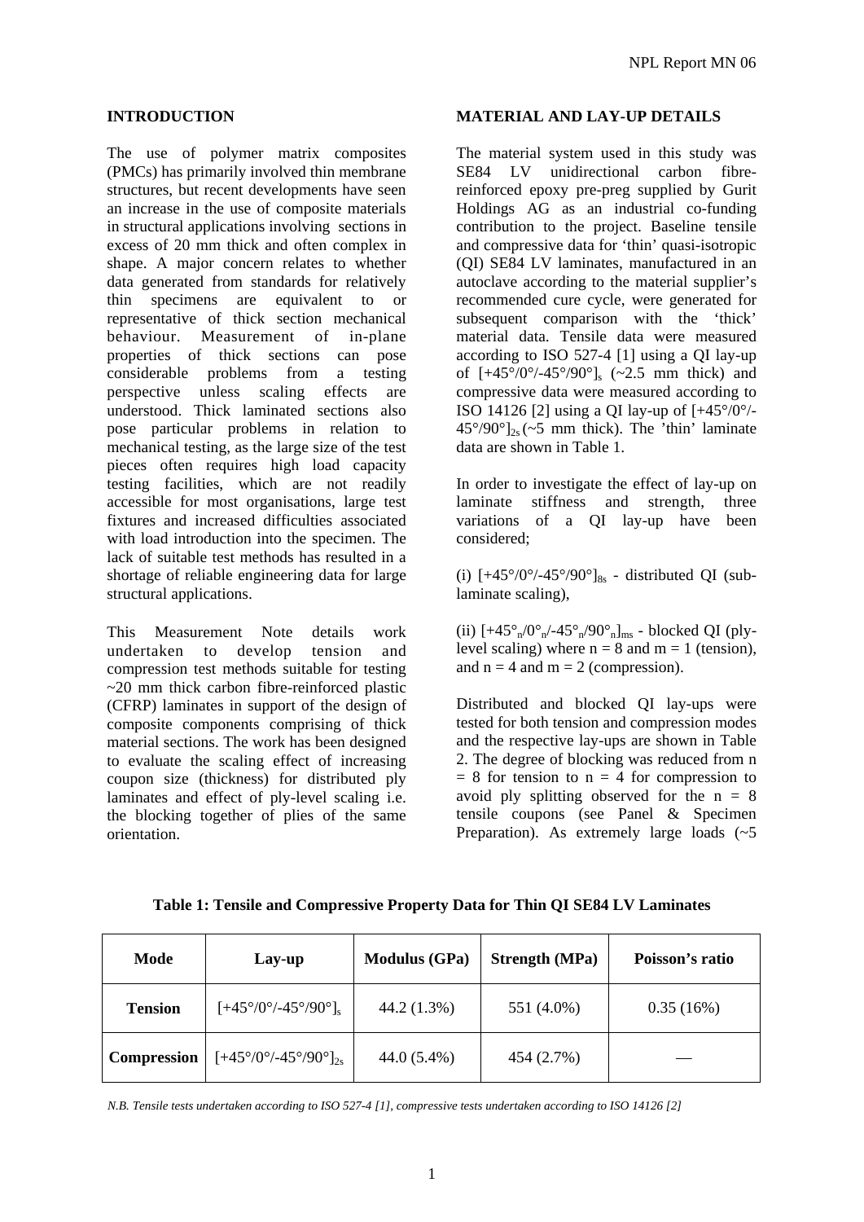## INTRODUCTION

The use of polymer matrix composites (PMCs) has primarily involved thin membrane structures, but recent developments have seen an increase in the use of composite materials in structural applications involving sections in excess of 20 mm thick and often complex in shape. A major concern relates to whether data generated from standards for relatively thin specimens are equivalent to or representative of thick section mechanical behaviour. Measurement of in-plane properties of thick sections can pose considerable problems from a testing perspective unless scaling effects are understood. Thick laminated sections also pose particular problems in relation to mechanical testing, as the large size of the test pieces often requires high load capacity testing facilities, which are not readily accessible for most organisations, large test fixtures and increased difficulties associated with load introduction into the specimen. The lack of suitable test methods has resulted in a shortage of reliable engineering data for large structural applications.

This Measurement Note details work undertaken to develop tension and compression test methods suitable for testing ~20 mm thick carbon fibre-reinforced plastic (CFRP) laminates in support of the design of composite components comprising of thick material sections. The work has been designed to evaluate the scaling effect of increasing coupon size (thickness) for distributed ply laminates and effect of ply-level scaling i.e. the blocking together of plies of the same orientation.

## MATERIAL AND LAY-UP DETAILS

The material system used in this study was SE84 LV unidirectional carbon fibre-reinforced epoxy pre-preg supplied by Gurit Holdings AG as an industrial co-funding contribution to the project. Baseline tensile and compressive data for 'thin' quasi-isotropic (QI) SE84 LV laminates, manufactured in an autoclave according to the material supplier's recommended cure cycle, were generated for subsequent comparison with the 'thick' material data. Tensile data were measured according to ISO 527-4 [1] using a QI lay-up of $[+45°/0°/-45°/90°]_s$ (~2.5 mm thick) and compressive data were measured according to ISO 14126 [2] using a QI lay-up of $[+45°/0°/-45°/90°]_{2s}$ (~5 mm thick). The 'thin' laminate data are shown in Table 1.

In order to investigate the effect of lay-up on laminate stiffness and strength, three variations of a QI lay-up have been considered;

(i) $[+45°/0°/-45°/90°]_{8s}$ - distributed QI (sub-laminate scaling),

(ii) $[+45°_n/0°_n/-45°_n/90°_n]_{ms}$ - blocked QI (ply-level scaling) where n = 8 and m = 1 (tension), and n = 4 and m = 2 (compression).

Distributed and blocked QI lay-ups were tested for both tension and compression modes and the respective lay-ups are shown in Table 2. The degree of blocking was reduced from n = 8 for tension to n = 4 for compression to avoid ply splitting observed for the n = 8 tensile coupons (see Panel & Specimen Preparation). As extremely large loads (~5

**Table 1: Tensile and Compressive Property Data for Thin QI SE84 LV Laminates**

| Mode | Lay-up | Modulus (GPa) | Strength (MPa) | Poisson's ratio |
|---|---|---|---|---|
| **Tension** | $[+45°/0°/-45°/90°]_s$ | 44.2 (1.3%) | 551 (4.0%) | 0.35 (16%) |
| **Compression** | $[+45°/0°/-45°/90°]_{2s}$ | 44.0 (5.4%) | 454 (2.7%) | — |

*N.B. Tensile tests undertaken according to ISO 527-4 [1], compressive tests undertaken according to ISO 14126 [2]*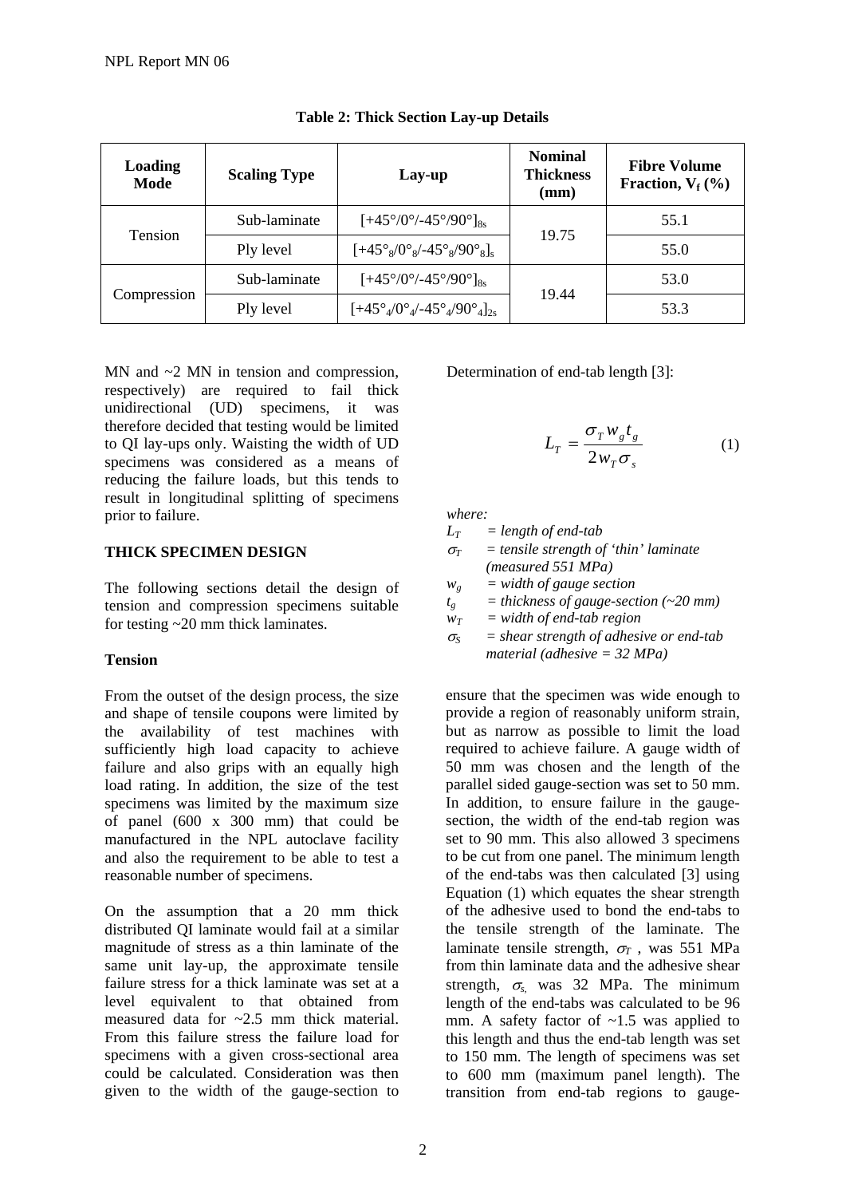**Table 2: Thick Section Lay-up Details**

| Loading Mode | Scaling Type | Lay-up | Nominal Thickness (mm) | Fibre Volume Fraction, $V_f$ (%) |
|---|---|---|---|---|
| Tension | Sub-laminate | $[+45°/0°/-45°/90°]_{8s}$ | 19.75 | 55.1 |
| | Ply level | $[+45°_8/0°_8/-45°_8/90°_8]_s$ | | 55.0 |
| Compression | Sub-laminate | $[+45°/0°/-45°/90°]_{8s}$ | 19.44 | 53.0 |
| | Ply level | $[+45°_4/0°_4/-45°_4/90°_4]_{2s}$ | | 53.3 |

MN and ~2 MN in tension and compression, respectively) are required to fail thick unidirectional (UD) specimens, it was therefore decided that testing would be limited to QI lay-ups only. Waisting the width of UD specimens was considered as a means of reducing the failure loads, but this tends to result in longitudinal splitting of specimens prior to failure.

## THICK SPECIMEN DESIGN

The following sections detail the design of tension and compression specimens suitable for testing ~20 mm thick laminates.

### Tension

From the outset of the design process, the size and shape of tensile coupons were limited by the availability of test machines with sufficiently high load capacity to achieve failure and also grips with an equally high load rating. In addition, the size of the test specimens was limited by the maximum size of panel (600 x 300 mm) that could be manufactured in the NPL autoclave facility and also the requirement to be able to test a reasonable number of specimens.

On the assumption that a 20 mm thick distributed QI laminate would fail at a similar magnitude of stress as a thin laminate of the same unit lay-up, the approximate tensile failure stress for a thick laminate was set at a level equivalent to that obtained from measured data for ~2.5 mm thick material. From this failure stress the failure load for specimens with a given cross-sectional area could be calculated. Consideration was then given to the width of the gauge-section to ensure that the specimen was wide enough to provide a region of reasonably uniform strain, but as narrow as possible to limit the load required to achieve failure. A gauge width of 50 mm was chosen and the length of the parallel sided gauge-section was set to 50 mm. In addition, to ensure failure in the gauge-section, the width of the end-tab region was set to 90 mm. This also allowed 3 specimens to be cut from one panel. The minimum length of the end-tabs was then calculated [3] using Equation (1) which equates the shear strength of the adhesive used to bond the end-tabs to the tensile strength of the laminate. The laminate tensile strength, $\sigma_T$, was 551 MPa from thin laminate data and the adhesive shear strength, $\sigma_s$, was 32 MPa. The minimum length of the end-tabs was calculated to be 96 mm. A safety factor of ~1.5 was applied to this length and thus the end-tab length was set to 150 mm. The length of specimens was set to 600 mm (maximum panel length). The transition from end-tab regions to gauge-

Determination of end-tab length [3]:

$$L_T = \frac{\sigma_T w_g t_g}{2 w_T \sigma_s} \qquad (1)$$

*where:*

$L_T$ *= length of end-tab*
$\sigma_T$ *= tensile strength of 'thin' laminate (measured 551 MPa)*
$w_g$ *= width of gauge section*
$t_g$ *= thickness of gauge-section (~20 mm)*
$w_T$ *= width of end-tab region*
$\sigma_S$ *= shear strength of adhesive or end-tab material (adhesive = 32 MPa)*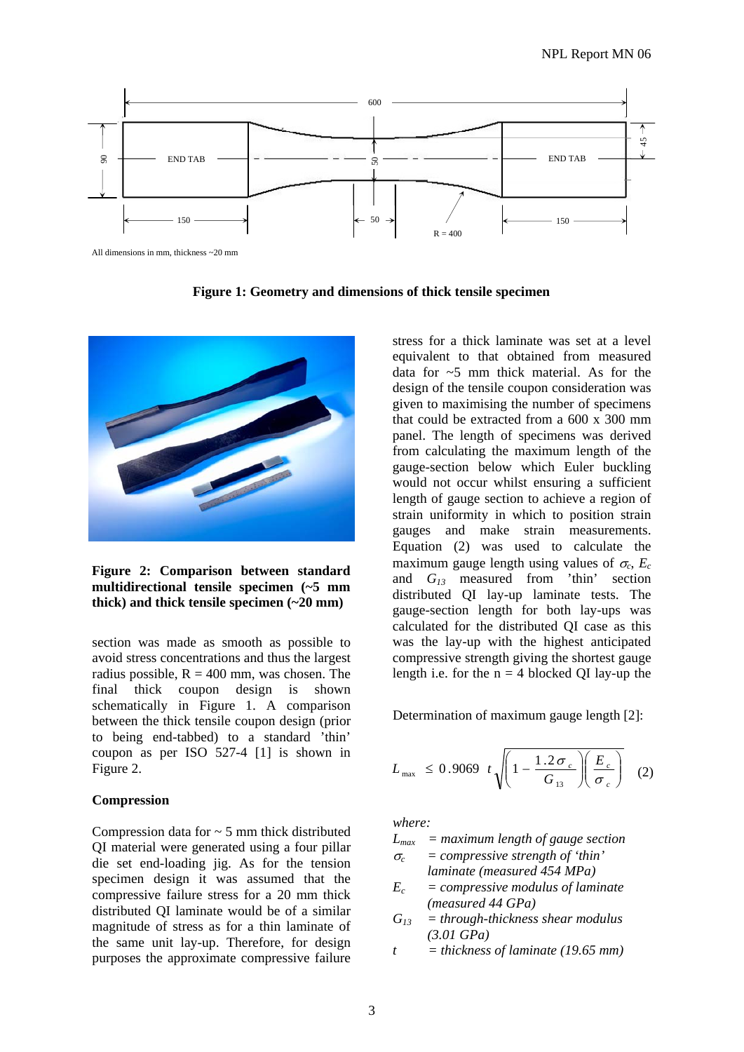All dimensions in mm, thickness ~20 mm

**Figure 1: Geometry and dimensions of thick tensile specimen**

**Figure 2: Comparison between standard multidirectional tensile specimen (~5 mm thick) and thick tensile specimen (~20 mm)**

section was made as smooth as possible to avoid stress concentrations and thus the largest radius possible, R = 400 mm, was chosen. The final thick coupon design is shown schematically in Figure 1. A comparison between the thick tensile coupon design (prior to being end-tabbed) to a standard 'thin' coupon as per ISO 527-4 [1] is shown in Figure 2.

**Compression**

Compression data for ~ 5 mm thick distributed QI material were generated using a four pillar die set end-loading jig. As for the tension specimen design it was assumed that the compressive failure stress for a 20 mm thick distributed QI laminate would be of a similar magnitude of stress as for a thin laminate of the same unit lay-up. Therefore, for design purposes the approximate compressive failure stress for a thick laminate was set at a level equivalent to that obtained from measured data for ~5 mm thick material. As for the design of the tensile coupon consideration was given to maximising the number of specimens that could be extracted from a 600 x 300 mm panel. The length of specimens was derived from calculating the maximum length of the gauge-section below which Euler buckling would not occur whilst ensuring a sufficient length of gauge section to achieve a region of strain uniformity in which to position strain gauges and make strain measurements. Equation (2) was used to calculate the maximum gauge length using values of $\sigma_c$, $E_c$ and $G_{13}$ measured from 'thin' section distributed QI lay-up laminate tests. The gauge-section length for both lay-ups was calculated for the distributed QI case as this was the lay-up with the highest anticipated compressive strength giving the shortest gauge length i.e. for the n = 4 blocked QI lay-up the

Determination of maximum gauge length [2]:

$$L_{\max} \leq 0.9069 \ t \sqrt{\left(1 - \frac{1.2\sigma_c}{G_{13}}\right)\left(\frac{E_c}{\sigma_c}\right)} \quad (2)$$

*where:*

- $L_{max}$ *= maximum length of gauge section*
- $\sigma_c$ *= compressive strength of 'thin' laminate (measured 454 MPa)*
- $E_c$ *= compressive modulus of laminate (measured 44 GPa)*
- $G_{13}$ *= through-thickness shear modulus (3.01 GPa)*
- $t$ *= thickness of laminate (19.65 mm)*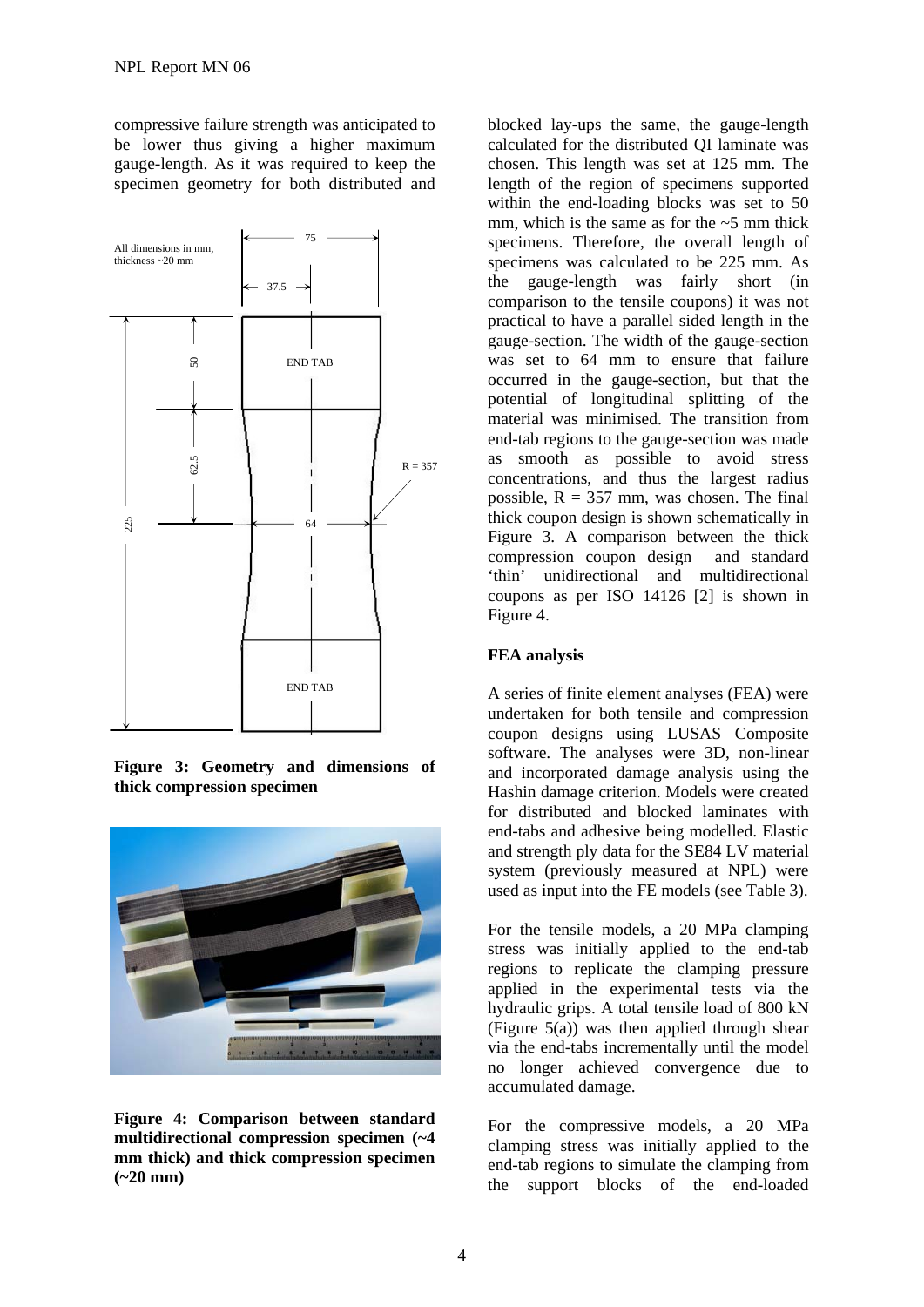compressive failure strength was anticipated to be lower thus giving a higher maximum gauge-length. As it was required to keep the specimen geometry for both distributed and blocked lay-ups the same, the gauge-length calculated for the distributed QI laminate was chosen. This length was set at 125 mm. The length of the region of specimens supported within the end-loading blocks was set to 50 mm, which is the same as for the ~5 mm thick specimens. Therefore, the overall length of specimens was calculated to be 225 mm. As the gauge-length was fairly short (in comparison to the tensile coupons) it was not practical to have a parallel sided length in the gauge-section. The width of the gauge-section was set to 64 mm to ensure that failure occurred in the gauge-section, but that the potential of longitudinal splitting of the material was minimised. The transition from end-tab regions to the gauge-section was made as smooth as possible to avoid stress concentrations, and thus the largest radius possible, R = 357 mm, was chosen. The final thick coupon design is shown schematically in Figure 3. A comparison between the thick compression coupon design and standard 'thin' unidirectional and multidirectional coupons as per ISO 14126 [2] is shown in Figure 4.

All dimensions in mm, thickness ~20 mm

**Figure 3: Geometry and dimensions of thick compression specimen**

**Figure 4: Comparison between standard multidirectional compression specimen (~4 mm thick) and thick compression specimen (~20 mm)**

**FEA analysis**

A series of finite element analyses (FEA) were undertaken for both tensile and compression coupon designs using LUSAS Composite software. The analyses were 3D, non-linear and incorporated damage analysis using the Hashin damage criterion. Models were created for distributed and blocked laminates with end-tabs and adhesive being modelled. Elastic and strength ply data for the SE84 LV material system (previously measured at NPL) were used as input into the FE models (see Table 3).

For the tensile models, a 20 MPa clamping stress was initially applied to the end-tab regions to replicate the clamping pressure applied in the experimental tests via the hydraulic grips. A total tensile load of 800 kN (Figure 5(a)) was then applied through shear via the end-tabs incrementally until the model no longer achieved convergence due to accumulated damage.

For the compressive models, a 20 MPa clamping stress was initially applied to the end-tab regions to simulate the clamping from the support blocks of the end-loaded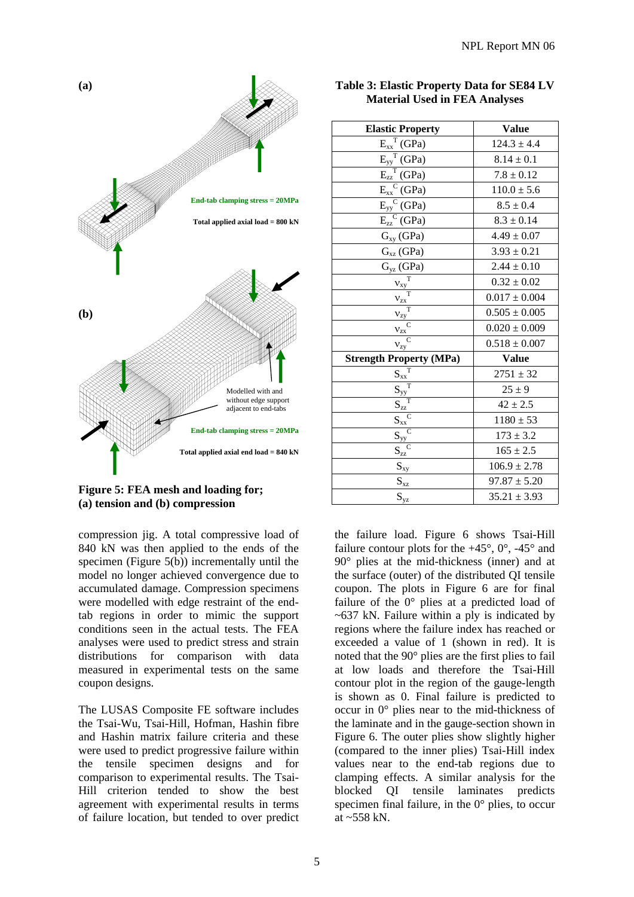**Table 3: Elastic Property Data for SE84 LV Material Used in FEA Analyses**

| Elastic Property | Value |
|---|---|
| $E_{xx}^{T}$ (GPa) | 124.3 ± 4.4 |
| $E_{yy}^{T}$ (GPa) | 8.14 ± 0.1 |
| $E_{zz}^{T}$ (GPa) | 7.8 ± 0.12 |
| $E_{xx}^{C}$ (GPa) | 110.0 ± 5.6 |
| $E_{yy}^{C}$ (GPa) | 8.5 ± 0.4 |
| $E_{zz}^{C}$ (GPa) | 8.3 ± 0.14 |
| $G_{xy}$ (GPa) | 4.49 ± 0.07 |
| $G_{xz}$ (GPa) | 3.93 ± 0.21 |
| $G_{yz}$ (GPa) | 2.44 ± 0.10 |
| $\nu_{xy}^{T}$ | 0.32 ± 0.02 |
| $\nu_{zx}^{T}$ | 0.017 ± 0.004 |
| $\nu_{zy}^{T}$ | 0.505 ± 0.005 |
| $\nu_{zx}^{C}$ | 0.020 ± 0.009 |
| $\nu_{zy}^{C}$ | 0.518 ± 0.007 |
| **Strength Property (MPa)** | **Value** |
| $S_{xx}^{T}$ | 2751 ± 32 |
| $S_{yy}^{T}$ | 25 ± 9 |
| $S_{zz}^{T}$ | 42 ± 2.5 |
| $S_{xx}^{C}$ | 1180 ± 53 |
| $S_{yy}^{C}$ | 173 ± 3.2 |
| $S_{zz}^{C}$ | 165 ± 2.5 |
| $S_{xy}$ | 106.9 ± 2.78 |
| $S_{xz}$ | 97.87 ± 5.20 |
| $S_{yz}$ | 35.21 ± 3.93 |

(a)

End-tab clamping stress = 20MPa

Total applied axial load = 800 kN

(b)

Modelled with and without edge support adjacent to end-tabs

End-tab clamping stress = 20MPa

Total applied axial end load = 840 kN

**Figure 5: FEA mesh and loading for; (a) tension and (b) compression**

compression jig. A total compressive load of 840 kN was then applied to the ends of the specimen (Figure 5(b)) incrementally until the model no longer achieved convergence due to accumulated damage. Compression specimens were modelled with edge restraint of the end-tab regions in order to mimic the support conditions seen in the actual tests. The FEA analyses were used to predict stress and strain distributions for comparison with data measured in experimental tests on the same coupon designs.

The LUSAS Composite FE software includes the Tsai-Wu, Tsai-Hill, Hofman, Hashin fibre and Hashin matrix failure criteria and these were used to predict progressive failure within the tensile specimen designs and for comparison to experimental results. The Tsai-Hill criterion tended to show the best agreement with experimental results in terms of failure location, but tended to over predict the failure load. Figure 6 shows Tsai-Hill failure contour plots for the +45°, 0°, -45° and 90° plies at the mid-thickness (inner) and at the surface (outer) of the distributed QI tensile coupon. The plots in Figure 6 are for final failure of the 0° plies at a predicted load of ~637 kN. Failure within a ply is indicated by regions where the failure index has reached or exceeded a value of 1 (shown in red). It is noted that the 90° plies are the first plies to fail at low loads and therefore the Tsai-Hill contour plot in the region of the gauge-length is shown as 0. Final failure is predicted to occur in 0° plies near to the mid-thickness of the laminate and in the gauge-section shown in Figure 6. The outer plies show slightly higher (compared to the inner plies) Tsai-Hill index values near to the end-tab regions due to clamping effects. A similar analysis for the blocked QI tensile laminates predicts specimen final failure, in the 0° plies, to occur at ~558 kN.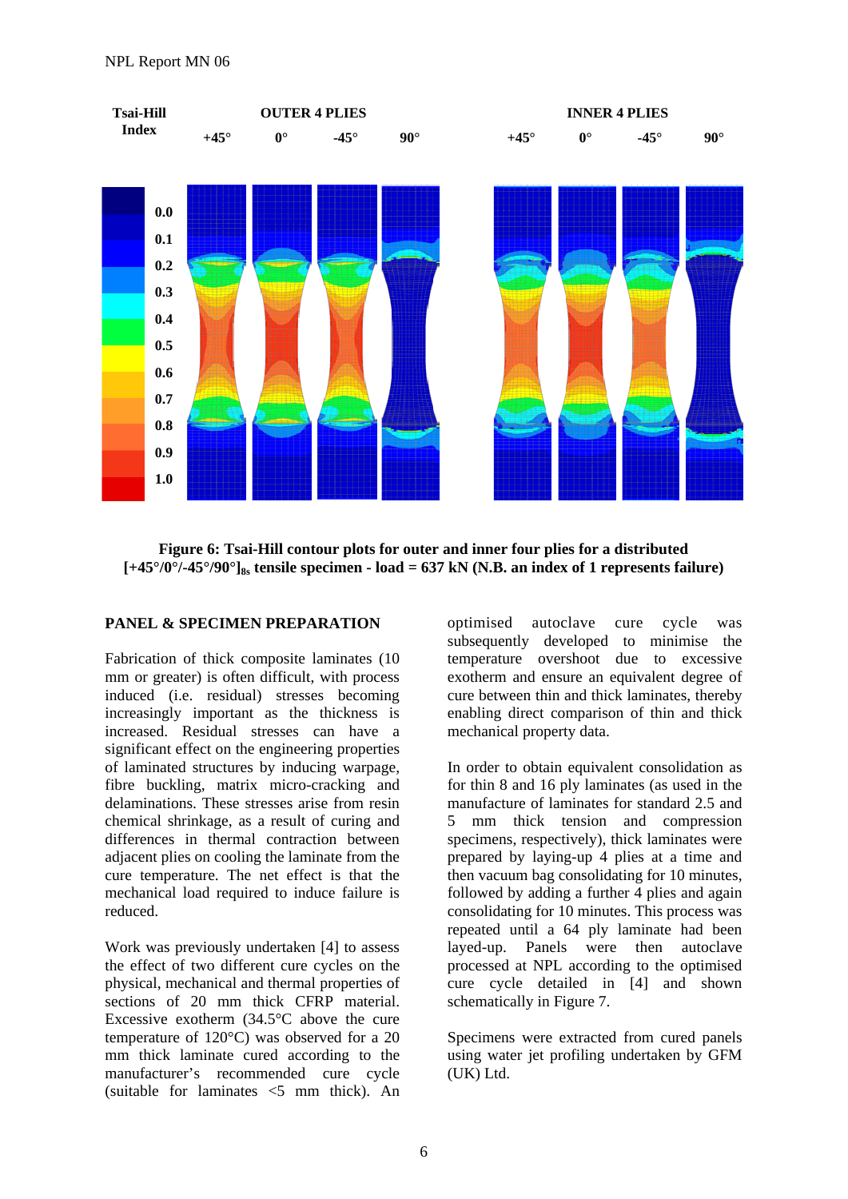**Figure 6: Tsai-Hill contour plots for outer and inner four plies for a distributed [+45°/0°/-45°/90°]$_{8s}$ tensile specimen - load = 637 kN (N.B. an index of 1 represents failure)**

## PANEL & SPECIMEN PREPARATION

Fabrication of thick composite laminates (10 mm or greater) is often difficult, with process induced (i.e. residual) stresses becoming increasingly important as the thickness is increased. Residual stresses can have a significant effect on the engineering properties of laminated structures by inducing warpage, fibre buckling, matrix micro-cracking and delaminations. These stresses arise from resin chemical shrinkage, as a result of curing and differences in thermal contraction between adjacent plies on cooling the laminate from the cure temperature. The net effect is that the mechanical load required to induce failure is reduced.

Work was previously undertaken [4] to assess the effect of two different cure cycles on the physical, mechanical and thermal properties of sections of 20 mm thick CFRP material. Excessive exotherm (34.5°C above the cure temperature of 120°C) was observed for a 20 mm thick laminate cured according to the manufacturer's recommended cure cycle (suitable for laminates <5 mm thick). An optimised autoclave cure cycle was subsequently developed to minimise the temperature overshoot due to excessive exotherm and ensure an equivalent degree of cure between thin and thick laminates, thereby enabling direct comparison of thin and thick mechanical property data.

In order to obtain equivalent consolidation as for thin 8 and 16 ply laminates (as used in the manufacture of laminates for standard 2.5 and 5 mm thick tension and compression specimens, respectively), thick laminates were prepared by laying-up 4 plies at a time and then vacuum bag consolidating for 10 minutes, followed by adding a further 4 plies and again consolidating for 10 minutes. This process was repeated until a 64 ply laminate had been layed-up. Panels were then autoclave processed at NPL according to the optimised cure cycle detailed in [4] and shown schematically in Figure 7.

Specimens were extracted from cured panels using water jet profiling undertaken by GFM (UK) Ltd.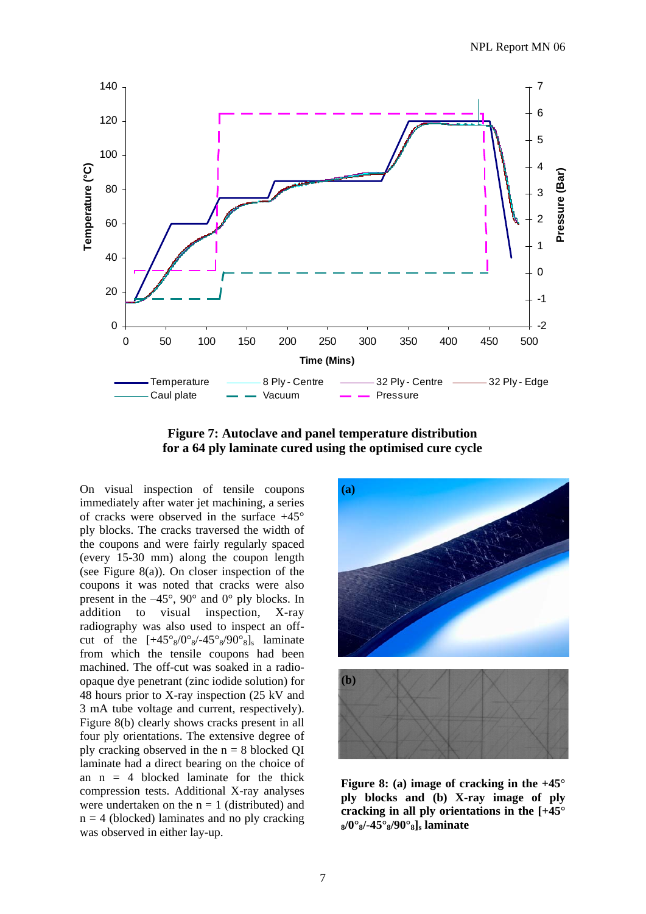**Figure 7: Autoclave and panel temperature distribution for a 64 ply laminate cured using the optimised cure cycle**

On visual inspection of tensile coupons immediately after water jet machining, a series of cracks were observed in the surface +45° ply blocks. The cracks traversed the width of the coupons and were fairly regularly spaced (every 15-30 mm) along the coupon length (see Figure 8(a)). On closer inspection of the coupons it was noted that cracks were also present in the –45°, 90° and 0° ply blocks. In addition to visual inspection, X-ray radiography was also used to inspect an off-cut of the $[+45°_8/0°_8/-45°_8/90°_8]_s$ laminate from which the tensile coupons had been machined. The off-cut was soaked in a radio-opaque dye penetrant (zinc iodide solution) for 48 hours prior to X-ray inspection (25 kV and 3 mA tube voltage and current, respectively). Figure 8(b) clearly shows cracks present in all four ply orientations. The extensive degree of ply cracking observed in the n = 8 blocked QI laminate had a direct bearing on the choice of an n = 4 blocked laminate for the thick compression tests. Additional X-ray analyses were undertaken on the n = 1 (distributed) and n = 4 (blocked) laminates and no ply cracking was observed in either lay-up.

**Figure 8: (a) image of cracking in the +45° ply blocks and (b) X-ray image of ply cracking in all ply orientations in the $[+45°_8/0°_8/-45°_8/90°_8]_s$ laminate**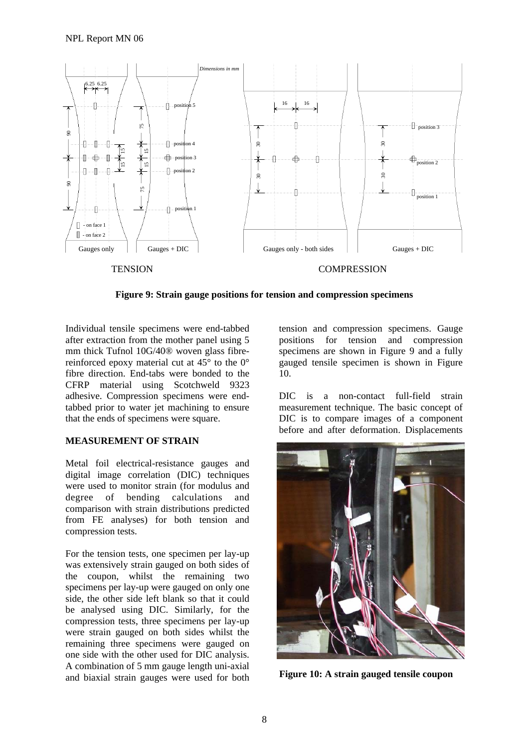**Figure 9: Strain gauge positions for tension and compression specimens**

Individual tensile specimens were end-tabbed after extraction from the mother panel using 5 mm thick Tufnol 10G/40® woven glass fibre-reinforced epoxy material cut at 45° to the 0° fibre direction. End-tabs were bonded to the CFRP material using Scotchweld 9323 adhesive. Compression specimens were end-tabbed prior to water jet machining to ensure that the ends of specimens were square.

## MEASUREMENT OF STRAIN

Metal foil electrical-resistance gauges and digital image correlation (DIC) techniques were used to monitor strain (for modulus and degree of bending calculations and comparison with strain distributions predicted from FE analyses) for both tension and compression tests.

For the tension tests, one specimen per lay-up was extensively strain gauged on both sides of the coupon, whilst the remaining two specimens per lay-up were gauged on only one side, the other side left blank so that it could be analysed using DIC. Similarly, for the compression tests, three specimens per lay-up were strain gauged on both sides whilst the remaining three specimens were gauged on one side with the other used for DIC analysis. A combination of 5 mm gauge length uni-axial and biaxial strain gauges were used for both tension and compression specimens. Gauge positions for tension and compression specimens are shown in Figure 9 and a fully gauged tensile specimen is shown in Figure 10.

DIC is a non-contact full-field strain measurement technique. The basic concept of DIC is to compare images of a component before and after deformation. Displacements

**Figure 10: A strain gauged tensile coupon**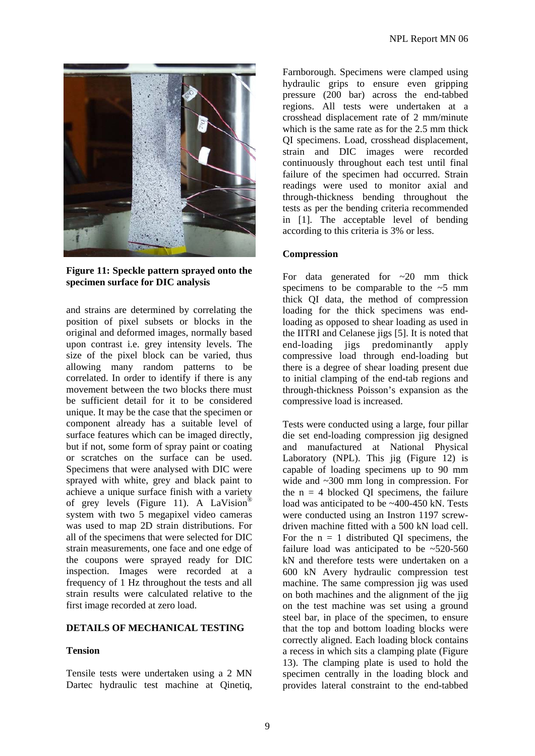**Figure 11: Speckle pattern sprayed onto the specimen surface for DIC analysis**

and strains are determined by correlating the position of pixel subsets or blocks in the original and deformed images, normally based upon contrast i.e. grey intensity levels. The size of the pixel block can be varied, thus allowing many random patterns to be correlated. In order to identify if there is any movement between the two blocks there must be sufficient detail for it to be considered unique. It may be the case that the specimen or component already has a suitable level of surface features which can be imaged directly, but if not, some form of spray paint or coating or scratches on the surface can be used. Specimens that were analysed with DIC were sprayed with white, grey and black paint to achieve a unique surface finish with a variety of grey levels (Figure 11). A LaVision® system with two 5 megapixel video cameras was used to map 2D strain distributions. For all of the specimens that were selected for DIC strain measurements, one face and one edge of the coupons were sprayed ready for DIC inspection. Images were recorded at a frequency of 1 Hz throughout the tests and all strain results were calculated relative to the first image recorded at zero load.

## DETAILS OF MECHANICAL TESTING

### Tension

Tensile tests were undertaken using a 2 MN Dartec hydraulic test machine at Qinetiq, Farnborough. Specimens were clamped using hydraulic grips to ensure even gripping pressure (200 bar) across the end-tabbed regions. All tests were undertaken at a crosshead displacement rate of 2 mm/minute which is the same rate as for the 2.5 mm thick QI specimens. Load, crosshead displacement, strain and DIC images were recorded continuously throughout each test until final failure of the specimen had occurred. Strain readings were used to monitor axial and through-thickness bending throughout the tests as per the bending criteria recommended in [1]. The acceptable level of bending according to this criteria is 3% or less.

### Compression

For data generated for ~20 mm thick specimens to be comparable to the ~5 mm thick QI data, the method of compression loading for the thick specimens was end-loading as opposed to shear loading as used in the IITRI and Celanese jigs [5]. It is noted that end-loading jigs predominantly apply compressive load through end-loading but there is a degree of shear loading present due to initial clamping of the end-tab regions and through-thickness Poisson's expansion as the compressive load is increased.

Tests were conducted using a large, four pillar die set end-loading compression jig designed and manufactured at National Physical Laboratory (NPL). This jig (Figure 12) is capable of loading specimens up to 90 mm wide and ~300 mm long in compression. For the $n = 4$ blocked QI specimens, the failure load was anticipated to be ~400-450 kN. Tests were conducted using an Instron 1197 screw-driven machine fitted with a 500 kN load cell. For the $n = 1$ distributed QI specimens, the failure load was anticipated to be ~520-560 kN and therefore tests were undertaken on a 600 kN Avery hydraulic compression test machine. The same compression jig was used on both machines and the alignment of the jig on the test machine was set using a ground steel bar, in place of the specimen, to ensure that the top and bottom loading blocks were correctly aligned. Each loading block contains a recess in which sits a clamping plate (Figure 13). The clamping plate is used to hold the specimen centrally in the loading block and provides lateral constraint to the end-tabbed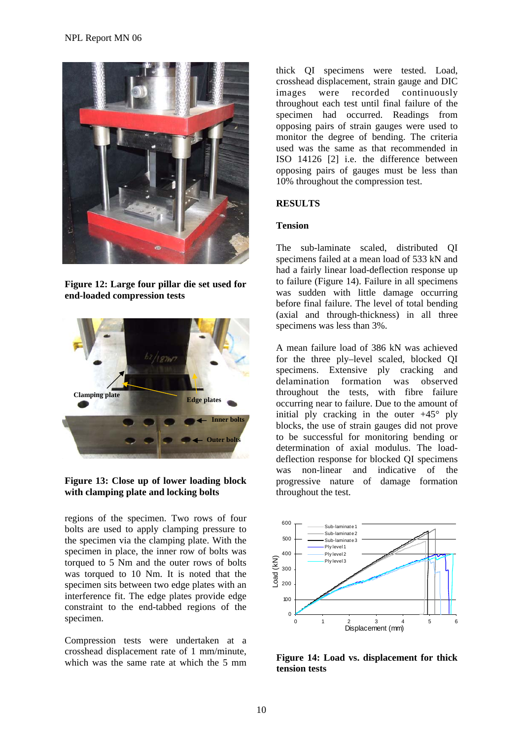Figure 12: Large four pillar die set used for end-loaded compression tests

Figure 13: Close up of lower loading block with clamping plate and locking bolts

regions of the specimen. Two rows of four bolts are used to apply clamping pressure to the specimen via the clamping plate. With the specimen in place, the inner row of bolts was torqued to 5 Nm and the outer rows of bolts was torqued to 10 Nm. It is noted that the specimen sits between two edge plates with an interference fit. The edge plates provide edge constraint to the end-tabbed regions of the specimen.

Compression tests were undertaken at a crosshead displacement rate of 1 mm/minute, which was the same rate at which the 5 mm thick QI specimens were tested. Load, crosshead displacement, strain gauge and DIC images were recorded continuously throughout each test until final failure of the specimen had occurred. Readings from opposing pairs of strain gauges were used to monitor the degree of bending. The criteria used was the same as that recommended in ISO 14126 [2] i.e. the difference between opposing pairs of gauges must be less than 10% throughout the compression test.

## RESULTS

### Tension

The sub-laminate scaled, distributed QI specimens failed at a mean load of 533 kN and had a fairly linear load-deflection response up to failure (Figure 14). Failure in all specimens was sudden with little damage occurring before final failure. The level of total bending (axial and through-thickness) in all three specimens was less than 3%.

A mean failure load of 386 kN was achieved for the three ply–level scaled, blocked QI specimens. Extensive ply cracking and delamination formation was observed throughout the tests, with fibre failure occurring near to failure. Due to the amount of initial ply cracking in the outer +45° ply blocks, the use of strain gauges did not prove to be successful for monitoring bending or determination of axial modulus. The load-deflection response for blocked QI specimens was non-linear and indicative of the progressive nature of damage formation throughout the test.

Figure 14: Load vs. displacement for thick tension tests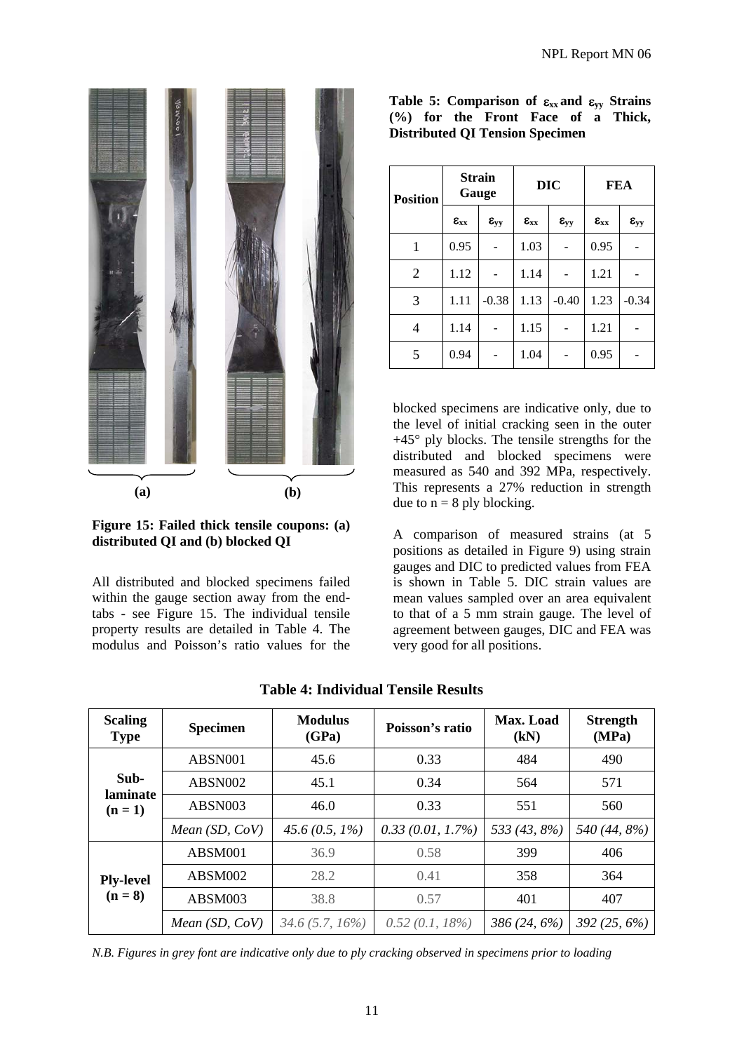Figure 15: Failed thick tensile coupons: (a) distributed QI and (b) blocked QI

All distributed and blocked specimens failed within the gauge section away from the end-tabs - see Figure 15. The individual tensile property results are detailed in Table 4. The modulus and Poisson's ratio values for the blocked specimens are indicative only, due to the level of initial cracking seen in the outer +45° ply blocks. The tensile strengths for the distributed and blocked specimens were measured as 540 and 392 MPa, respectively. This represents a 27% reduction in strength due to n = 8 ply blocking.

**Table 5: Comparison of $\varepsilon_{xx}$ and $\varepsilon_{yy}$ Strains (%) for the Front Face of a Thick, Distributed QI Tension Specimen**

| Position | Strain Gauge | | DIC | | FEA | |
|---|---|---|---|---|---|---|
| | $\varepsilon_{xx}$ | $\varepsilon_{yy}$ | $\varepsilon_{xx}$ | $\varepsilon_{yy}$ | $\varepsilon_{xx}$ | $\varepsilon_{yy}$ |
| 1 | 0.95 | - | 1.03 | - | 0.95 | - |
| 2 | 1.12 | - | 1.14 | - | 1.21 | - |
| 3 | 1.11 | -0.38 | 1.13 | -0.40 | 1.23 | -0.34 |
| 4 | 1.14 | - | 1.15 | - | 1.21 | - |
| 5 | 0.94 | - | 1.04 | - | 0.95 | - |

A comparison of measured strains (at 5 positions as detailed in Figure 9) using strain gauges and DIC to predicted values from FEA is shown in Table 5. DIC strain values are mean values sampled over an area equivalent to that of a 5 mm strain gauge. The level of agreement between gauges, DIC and FEA was very good for all positions.

**Table 4: Individual Tensile Results**

| Scaling Type | Specimen | Modulus (GPa) | Poisson's ratio | Max. Load (kN) | Strength (MPa) |
|---|---|---|---|---|---|
| Sub-laminate (n = 1) | ABSN001 | 45.6 | 0.33 | 484 | 490 |
| | ABSN002 | 45.1 | 0.34 | 564 | 571 |
| | ABSN003 | 46.0 | 0.33 | 551 | 560 |
| | *Mean (SD, CoV)* | *45.6 (0.5, 1%)* | *0.33 (0.01, 1.7%)* | *533 (43, 8%)* | *540 (44, 8%)* |
| Ply-level (n = 8) | ABSM001 | 36.9 | 0.58 | 399 | 406 |
| | ABSM002 | 28.2 | 0.41 | 358 | 364 |
| | ABSM003 | 38.8 | 0.57 | 401 | 407 |
| | *Mean (SD, CoV)* | *34.6 (5.7, 16%)* | *0.52 (0.1, 18%)* | *386 (24, 6%)* | *392 (25, 6%)* |

*N.B. Figures in grey font are indicative only due to ply cracking observed in specimens prior to loading*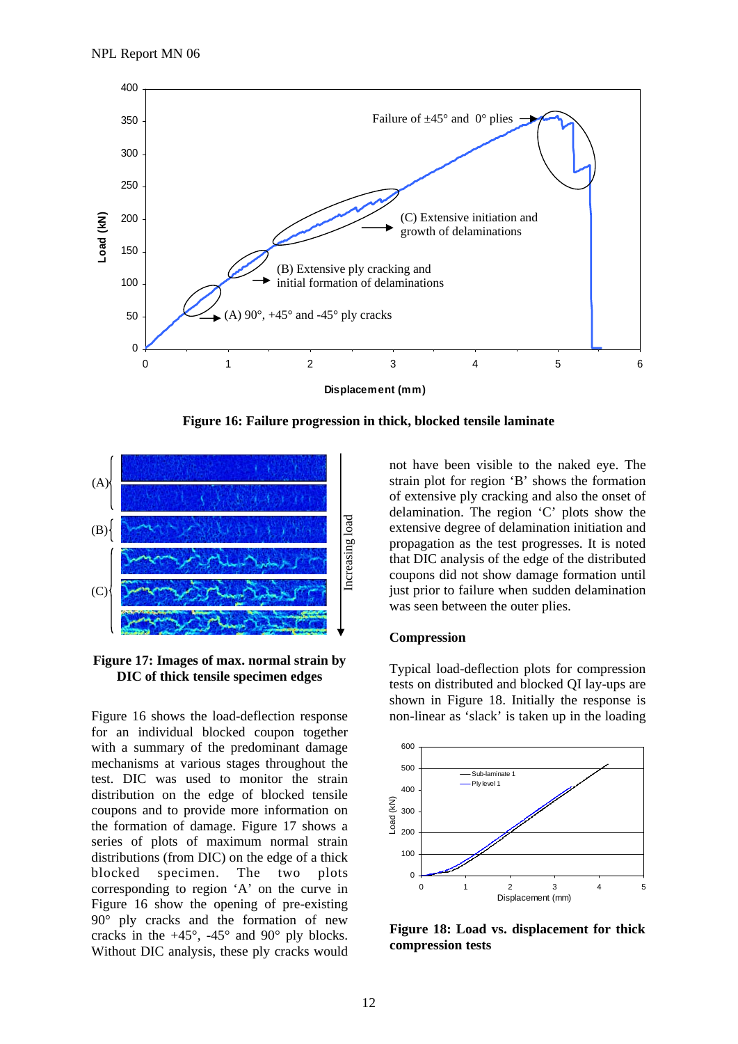Figure 16: Failure progression in thick, blocked tensile laminate

Figure 17: Images of max. normal strain by DIC of thick tensile specimen edges

Figure 16 shows the load-deflection response for an individual blocked coupon together with a summary of the predominant damage mechanisms at various stages throughout the test. DIC was used to monitor the strain distribution on the edge of blocked tensile coupons and to provide more information on the formation of damage. Figure 17 shows a series of plots of maximum normal strain distributions (from DIC) on the edge of a thick blocked specimen. The two plots corresponding to region 'A' on the curve in Figure 16 show the opening of pre-existing 90° ply cracks and the formation of new cracks in the +45°, -45° and 90° ply blocks. Without DIC analysis, these ply cracks would not have been visible to the naked eye. The strain plot for region 'B' shows the formation of extensive ply cracking and also the onset of delamination. The region 'C' plots show the extensive degree of delamination initiation and propagation as the test progresses. It is noted that DIC analysis of the edge of the distributed coupons did not show damage formation until just prior to failure when sudden delamination was seen between the outer plies.

**Compression**

Typical load-deflection plots for compression tests on distributed and blocked QI lay-ups are shown in Figure 18. Initially the response is non-linear as 'slack' is taken up in the loading

Figure 18: Load vs. displacement for thick compression tests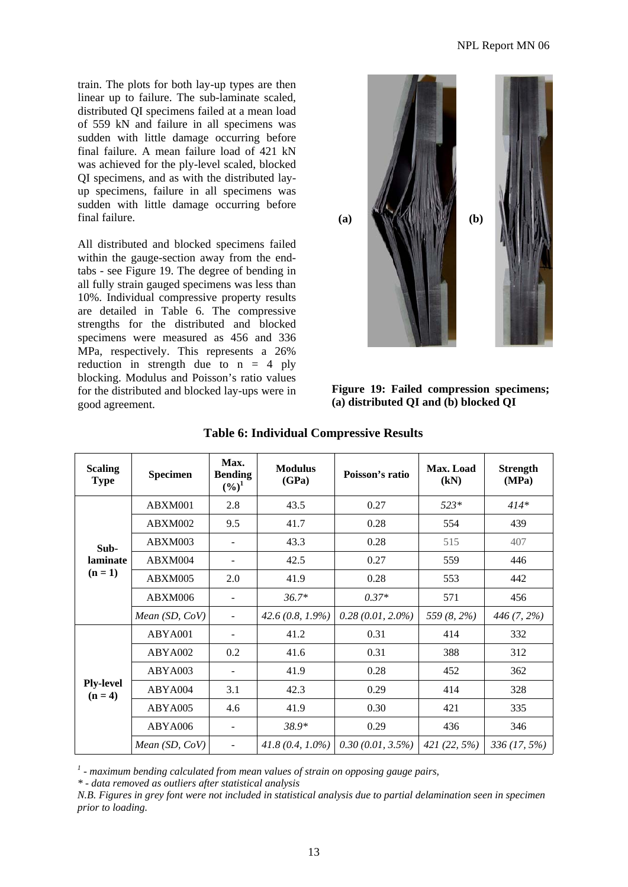train. The plots for both lay-up types are then linear up to failure. The sub-laminate scaled, distributed QI specimens failed at a mean load of 559 kN and failure in all specimens was sudden with little damage occurring before final failure. A mean failure load of 421 kN was achieved for the ply-level scaled, blocked QI specimens, and as with the distributed lay-up specimens, failure in all specimens was sudden with little damage occurring before final failure.

All distributed and blocked specimens failed within the gauge-section away from the end-tabs - see Figure 19. The degree of bending in all fully strain gauged specimens was less than 10%. Individual compressive property results are detailed in Table 6. The compressive strengths for the distributed and blocked specimens were measured as 456 and 336 MPa, respectively. This represents a 26% reduction in strength due to n = 4 ply blocking. Modulus and Poisson's ratio values for the distributed and blocked lay-ups were in good agreement.

(a) (b)

**Figure 19: Failed compression specimens; (a) distributed QI and (b) blocked QI**

**Table 6: Individual Compressive Results**

| Scaling Type | Specimen | Max. Bending (%)[1] | Modulus (GPa) | Poisson's ratio | Max. Load (kN) | Strength (MPa) |
|---|---|---|---|---|---|---|
| Sub-laminate (n = 1) | ABXM001 | 2.8 | 43.5 | 0.27 | *523** | *414** |
| | ABXM002 | 9.5 | 41.7 | 0.28 | 554 | 439 |
| | ABXM003 | - | 43.3 | 0.28 | 515 | 407 |
| | ABXM004 | - | 42.5 | 0.27 | 559 | 446 |
| | ABXM005 | 2.0 | 41.9 | 0.28 | 553 | 442 |
| | ABXM006 | - | *36.7** | *0.37** | 571 | 456 |
| | *Mean (SD, CoV)* | - | *42.6 (0.8, 1.9%)* | *0.28 (0.01, 2.0%)* | *559 (8, 2%)* | *446 (7, 2%)* |
| Ply-level (n = 4) | ABYA001 | - | 41.2 | 0.31 | 414 | 332 |
| | ABYA002 | 0.2 | 41.6 | 0.31 | 388 | 312 |
| | ABYA003 | - | 41.9 | 0.28 | 452 | 362 |
| | ABYA004 | 3.1 | 42.3 | 0.29 | 414 | 328 |
| | ABYA005 | 4.6 | 41.9 | 0.30 | 421 | 335 |
| | ABYA006 | - | *38.9** | 0.29 | 436 | 346 |
| | *Mean (SD, CoV)* | - | *41.8 (0.4, 1.0%)* | *0.30 (0.01, 3.5%)* | *421 (22, 5%)* | *336 (17, 5%)* |

*[1] - maximum bending calculated from mean values of strain on opposing gauge pairs,*

** - data removed as outliers after statistical analysis*

*N.B. Figures in grey font were not included in statistical analysis due to partial delamination seen in specimen prior to loading.*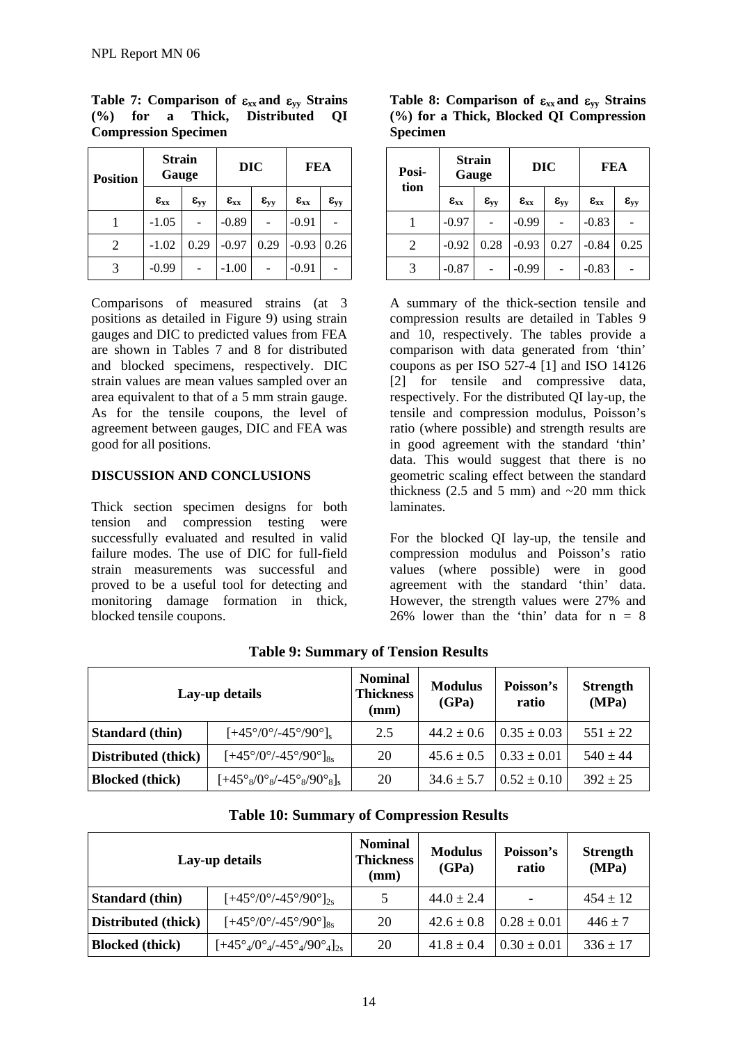**Table 7: Comparison of $\varepsilon_{xx}$ and $\varepsilon_{yy}$ Strains (%) for a Thick, Distributed QI Compression Specimen**

| Position | Strain Gauge | | DIC | | FEA | |
|---|---|---|---|---|---|---|
| | $\varepsilon_{xx}$ | $\varepsilon_{yy}$ | $\varepsilon_{xx}$ | $\varepsilon_{yy}$ | $\varepsilon_{xx}$ | $\varepsilon_{yy}$ |
| 1 | -1.05 | - | -0.89 | - | -0.91 | - |
| 2 | -1.02 | 0.29 | -0.97 | 0.29 | -0.93 | 0.26 |
| 3 | -0.99 | - | -1.00 | - | -0.91 | - |

Comparisons of measured strains (at 3 positions as detailed in Figure 9) using strain gauges and DIC to predicted values from FEA are shown in Tables 7 and 8 for distributed and blocked specimens, respectively. DIC strain values are mean values sampled over an area equivalent to that of a 5 mm strain gauge. As for the tensile coupons, the level of agreement between gauges, DIC and FEA was good for all positions.

**DISCUSSION AND CONCLUSIONS**

Thick section specimen designs for both tension and compression testing were successfully evaluated and resulted in valid failure modes. The use of DIC for full-field strain measurements was successful and proved to be a useful tool for detecting and monitoring damage formation in thick, blocked tensile coupons.

**Table 8: Comparison of $\varepsilon_{xx}$ and $\varepsilon_{yy}$ Strains (%) for a Thick, Blocked QI Compression Specimen**

| Position | Strain Gauge | | DIC | | FEA | |
|---|---|---|---|---|---|---|
| | $\varepsilon_{xx}$ | $\varepsilon_{yy}$ | $\varepsilon_{xx}$ | $\varepsilon_{yy}$ | $\varepsilon_{xx}$ | $\varepsilon_{yy}$ |
| 1 | -0.97 | - | -0.99 | - | -0.83 | - |
| 2 | -0.92 | 0.28 | -0.93 | 0.27 | -0.84 | 0.25 |
| 3 | -0.87 | - | -0.99 | - | -0.83 | - |

A summary of the thick-section tensile and compression results are detailed in Tables 9 and 10, respectively. The tables provide a comparison with data generated from 'thin' coupons as per ISO 527-4 [1] and ISO 14126 [2] for tensile and compressive data, respectively. For the distributed QI lay-up, the tensile and compression modulus, Poisson's ratio (where possible) and strength results are in good agreement with the standard 'thin' data. This would suggest that there is no geometric scaling effect between the standard thickness (2.5 and 5 mm) and ~20 mm thick laminates.

For the blocked QI lay-up, the tensile and compression modulus and Poisson's ratio values (where possible) were in good agreement with the standard 'thin' data. However, the strength values were 27% and 26% lower than the 'thin' data for n = 8

**Table 9: Summary of Tension Results**

| Lay-up details | | Nominal Thickness (mm) | Modulus (GPa) | Poisson's ratio | Strength (MPa) |
|---|---|---|---|---|---|
| **Standard (thin)** | $[+45°/0°/-45°/90°]_s$ | 2.5 | 44.2 ± 0.6 | 0.35 ± 0.03 | 551 ± 22 |
| **Distributed (thick)** | $[+45°/0°/-45°/90°]_{8s}$ | 20 | 45.6 ± 0.5 | 0.33 ± 0.01 | 540 ± 44 |
| **Blocked (thick)** | $[+45°_8/0°_8/-45°_8/90°_8]_s$ | 20 | 34.6 ± 5.7 | 0.52 ± 0.10 | 392 ± 25 |

**Table 10: Summary of Compression Results**

| Lay-up details | | Nominal Thickness (mm) | Modulus (GPa) | Poisson's ratio | Strength (MPa) |
|---|---|---|---|---|---|
| **Standard (thin)** | $[+45°/0°/-45°/90°]_{2s}$ | 5 | 44.0 ± 2.4 | - | 454 ± 12 |
| **Distributed (thick)** | $[+45°/0°/-45°/90°]_{8s}$ | 20 | 42.6 ± 0.8 | 0.28 ± 0.01 | 446 ± 7 |
| **Blocked (thick)** | $[+45°_4/0°_4/-45°_4/90°_4]_{2s}$ | 20 | 41.8 ± 0.4 | 0.30 ± 0.01 | 336 ± 17 |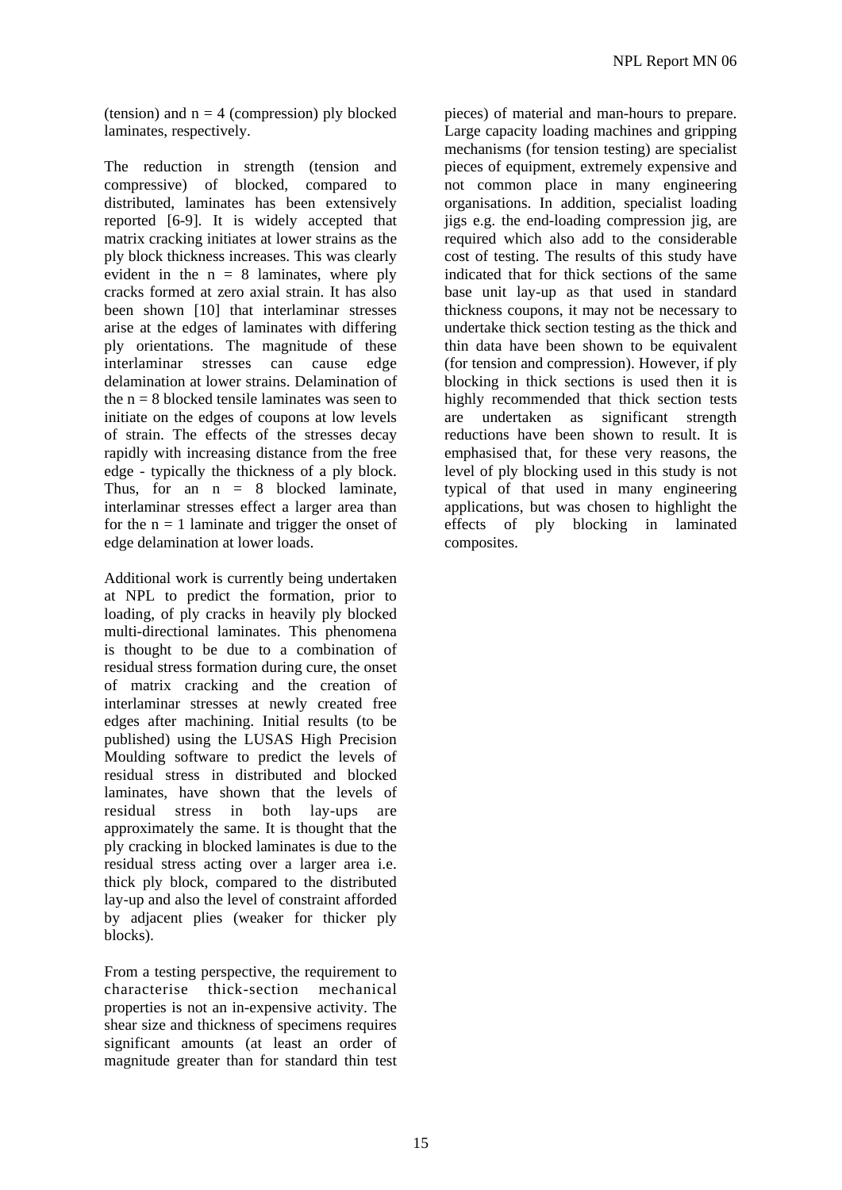(tension) and n = 4 (compression) ply blocked laminates, respectively.

The reduction in strength (tension and compressive) of blocked, compared to distributed, laminates has been extensively reported [6-9]. It is widely accepted that matrix cracking initiates at lower strains as the ply block thickness increases. This was clearly evident in the n = 8 laminates, where ply cracks formed at zero axial strain. It has also been shown [10] that interlaminar stresses arise at the edges of laminates with differing ply orientations. The magnitude of these interlaminar stresses can cause edge delamination at lower strains. Delamination of the n = 8 blocked tensile laminates was seen to initiate on the edges of coupons at low levels of strain. The effects of the stresses decay rapidly with increasing distance from the free edge - typically the thickness of a ply block. Thus, for an n = 8 blocked laminate, interlaminar stresses effect a larger area than for the n = 1 laminate and trigger the onset of edge delamination at lower loads.

Additional work is currently being undertaken at NPL to predict the formation, prior to loading, of ply cracks in heavily ply blocked multi-directional laminates. This phenomena is thought to be due to a combination of residual stress formation during cure, the onset of matrix cracking and the creation of interlaminar stresses at newly created free edges after machining. Initial results (to be published) using the LUSAS High Precision Moulding software to predict the levels of residual stress in distributed and blocked laminates, have shown that the levels of residual stress in both lay-ups are approximately the same. It is thought that the ply cracking in blocked laminates is due to the residual stress acting over a larger area i.e. thick ply block, compared to the distributed lay-up and also the level of constraint afforded by adjacent plies (weaker for thicker ply blocks).

From a testing perspective, the requirement to characterise thick-section mechanical properties is not an in-expensive activity. The shear size and thickness of specimens requires significant amounts (at least an order of magnitude greater than for standard thin test pieces) of material and man-hours to prepare. Large capacity loading machines and gripping mechanisms (for tension testing) are specialist pieces of equipment, extremely expensive and not common place in many engineering organisations. In addition, specialist loading jigs e.g. the end-loading compression jig, are required which also add to the considerable cost of testing. The results of this study have indicated that for thick sections of the same base unit lay-up as that used in standard thickness coupons, it may not be necessary to undertake thick section testing as the thick and thin data have been shown to be equivalent (for tension and compression). However, if ply blocking in thick sections is used then it is highly recommended that thick section tests are undertaken as significant strength reductions have been shown to result. It is emphasised that, for these very reasons, the level of ply blocking used in this study is not typical of that used in many engineering applications, but was chosen to highlight the effects of ply blocking in laminated composites.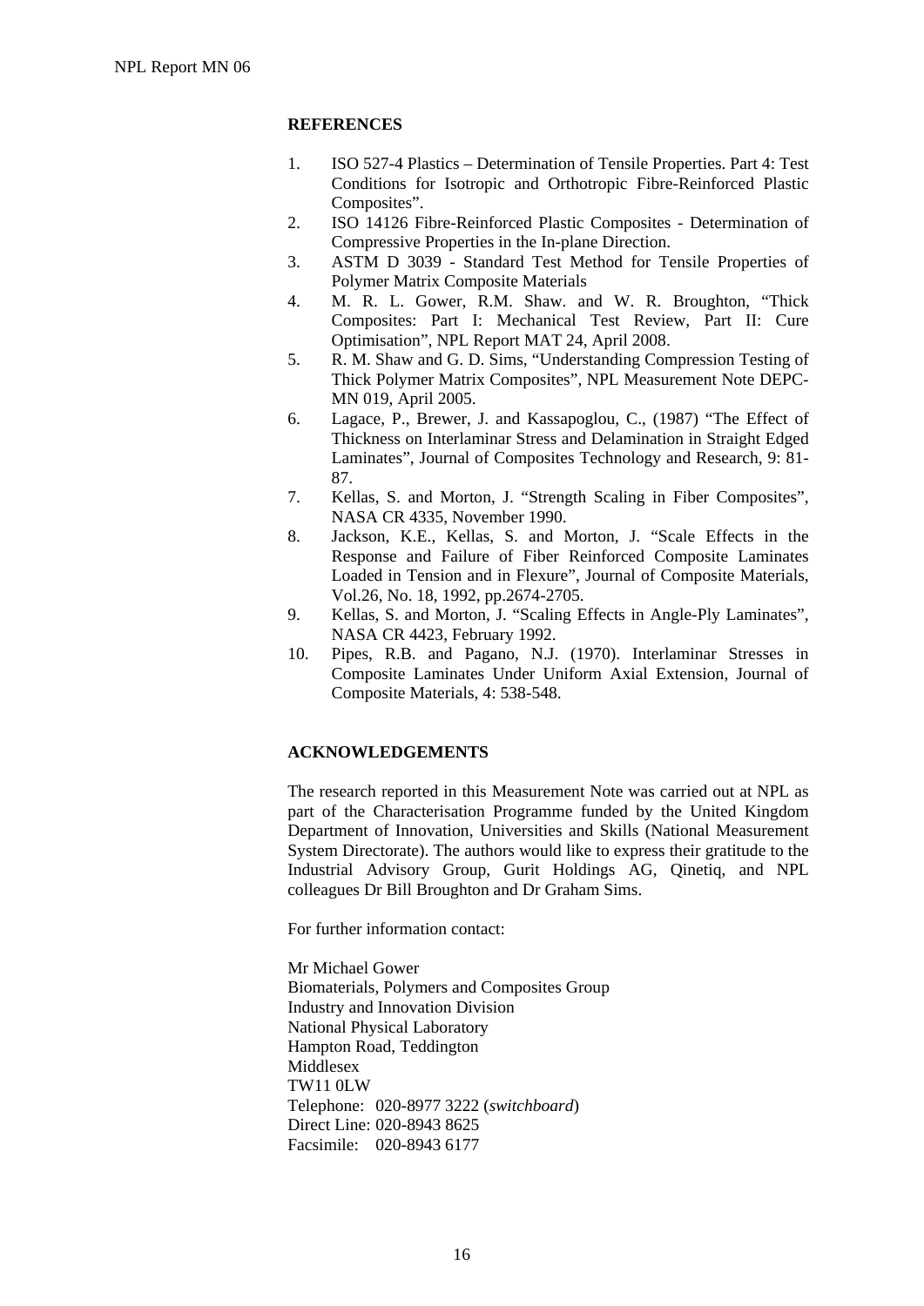## REFERENCES

1. ISO 527-4 Plastics – Determination of Tensile Properties. Part 4: Test Conditions for Isotropic and Orthotropic Fibre-Reinforced Plastic Composites".
2. ISO 14126 Fibre-Reinforced Plastic Composites - Determination of Compressive Properties in the In-plane Direction.
3. ASTM D 3039 - Standard Test Method for Tensile Properties of Polymer Matrix Composite Materials
4. M. R. L. Gower, R.M. Shaw. and W. R. Broughton, "Thick Composites: Part I: Mechanical Test Review, Part II: Cure Optimisation", NPL Report MAT 24, April 2008.
5. R. M. Shaw and G. D. Sims, "Understanding Compression Testing of Thick Polymer Matrix Composites", NPL Measurement Note DEPC-MN 019, April 2005.
6. Lagace, P., Brewer, J. and Kassapoglou, C., (1987) "The Effect of Thickness on Interlaminar Stress and Delamination in Straight Edged Laminates", Journal of Composites Technology and Research, 9: 81-87.
7. Kellas, S. and Morton, J. "Strength Scaling in Fiber Composites", NASA CR 4335, November 1990.
8. Jackson, K.E., Kellas, S. and Morton, J. "Scale Effects in the Response and Failure of Fiber Reinforced Composite Laminates Loaded in Tension and in Flexure", Journal of Composite Materials, Vol.26, No. 18, 1992, pp.2674-2705.
9. Kellas, S. and Morton, J. "Scaling Effects in Angle-Ply Laminates", NASA CR 4423, February 1992.
10. Pipes, R.B. and Pagano, N.J. (1970). Interlaminar Stresses in Composite Laminates Under Uniform Axial Extension, Journal of Composite Materials, 4: 538-548.

## ACKNOWLEDGEMENTS

The research reported in this Measurement Note was carried out at NPL as part of the Characterisation Programme funded by the United Kingdom Department of Innovation, Universities and Skills (National Measurement System Directorate). The authors would like to express their gratitude to the Industrial Advisory Group, Gurit Holdings AG, Qinetiq, and NPL colleagues Dr Bill Broughton and Dr Graham Sims.

For further information contact:

Mr Michael Gower
Biomaterials, Polymers and Composites Group
Industry and Innovation Division
National Physical Laboratory
Hampton Road, Teddington
Middlesex
TW11 0LW
Telephone: 020-8977 3222 (*switchboard*)
Direct Line: 020-8943 8625
Facsimile: 020-8943 6177